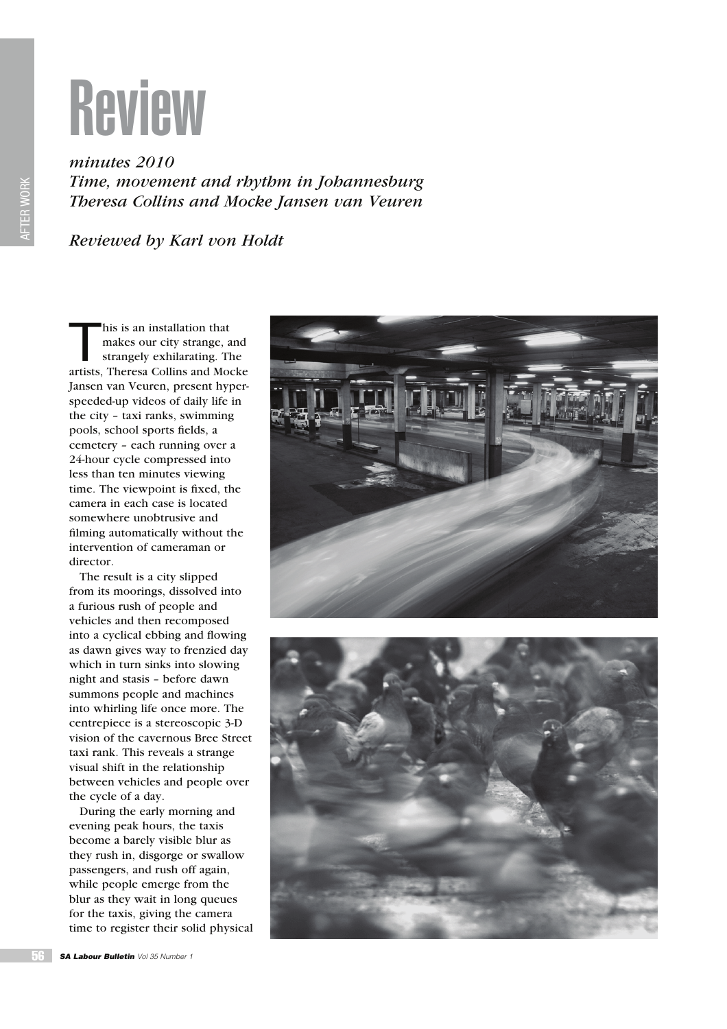# Review

*minutes 2010*
*Time, movement and rhythm in Johannesburg*
*Theresa Collins and Mocke Jansen van Veuren*

*Reviewed by Karl von Holdt*

This is an installation that makes our city strange, and strangely exhilarating. The artists, Theresa Collins and Mocke Jansen van Veuren, present hyper-speeded-up videos of daily life in the city – taxi ranks, swimming pools, school sports fields, a cemetery – each running over a 24-hour cycle compressed into less than ten minutes viewing time. The viewpoint is fixed, the camera in each case is located somewhere unobtrusive and filming automatically without the intervention of cameraman or director.

The result is a city slipped from its moorings, dissolved into a furious rush of people and vehicles and then recomposed into a cyclical ebbing and flowing as dawn gives way to frenzied day which in turn sinks into slowing night and stasis – before dawn summons people and machines into whirling life once more. The centrepiece is a stereoscopic 3-D vision of the cavernous Bree Street taxi rank. This reveals a strange visual shift in the relationship between vehicles and people over the cycle of a day.

During the early morning and evening peak hours, the taxis become a barely visible blur as they rush in, disgorge or swallow passengers, and rush off again, while people emerge from the blur as they wait in long queues for the taxis, giving the camera time to register their solid physical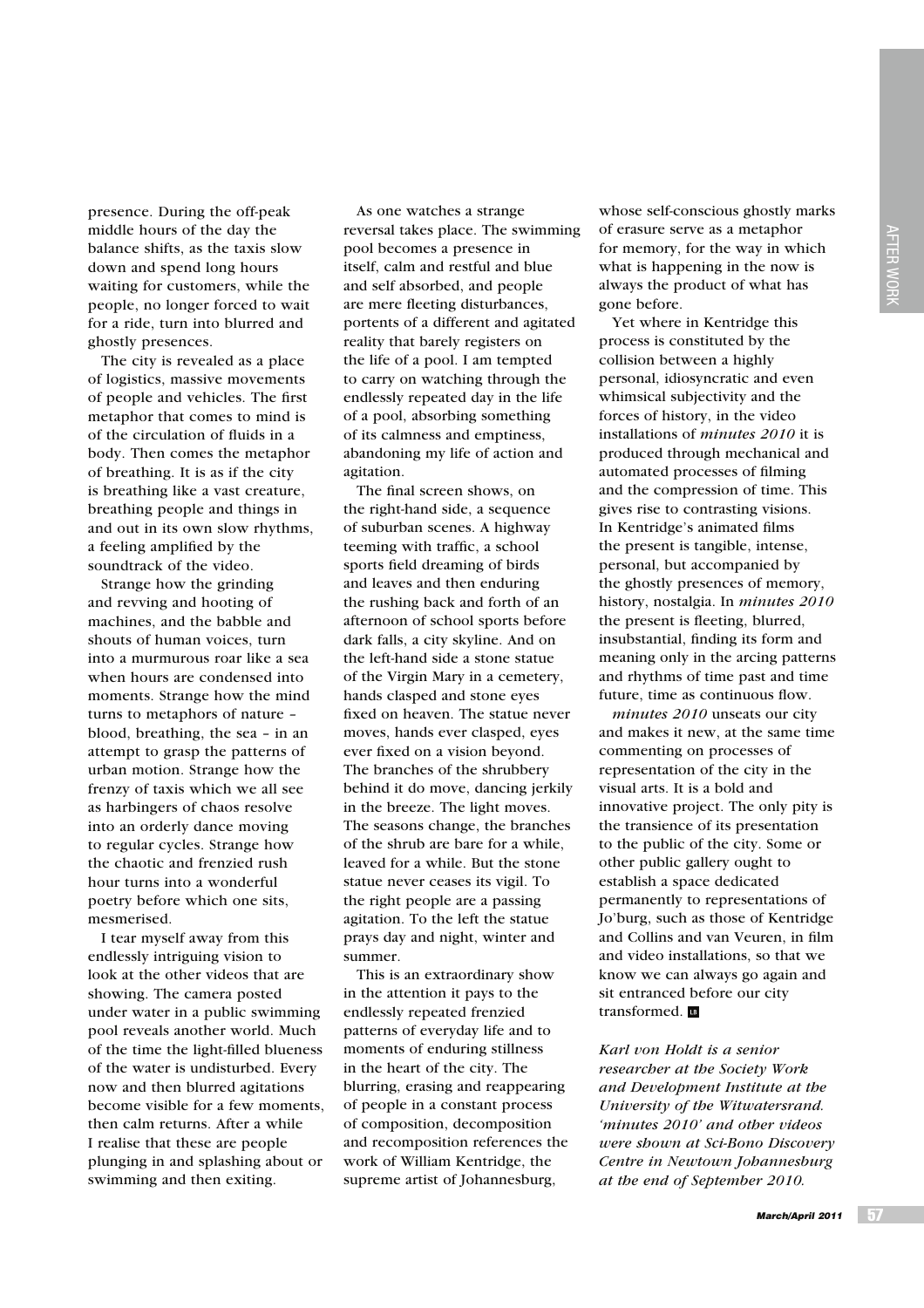presence. During the off-peak middle hours of the day the balance shifts, as the taxis slow down and spend long hours waiting for customers, while the people, no longer forced to wait for a ride, turn into blurred and ghostly presences.

The city is revealed as a place of logistics, massive movements of people and vehicles. The first metaphor that comes to mind is of the circulation of fluids in a body. Then comes the metaphor of breathing. It is as if the city is breathing like a vast creature, breathing people and things in and out in its own slow rhythms, a feeling amplified by the soundtrack of the video.

Strange how the grinding and revving and hooting of machines, and the babble and shouts of human voices, turn into a murmurous roar like a sea when hours are condensed into moments. Strange how the mind turns to metaphors of nature – blood, breathing, the sea – in an attempt to grasp the patterns of urban motion. Strange how the frenzy of taxis which we all see as harbingers of chaos resolve into an orderly dance moving to regular cycles. Strange how the chaotic and frenzied rush hour turns into a wonderful poetry before which one sits, mesmerised.

I tear myself away from this endlessly intriguing vision to look at the other videos that are showing. The camera posted under water in a public swimming pool reveals another world. Much of the time the light-filled blueness of the water is undisturbed. Every now and then blurred agitations become visible for a few moments, then calm returns. After a while I realise that these are people plunging in and splashing about or swimming and then exiting.

As one watches a strange reversal takes place. The swimming pool becomes a presence in itself, calm and restful and blue and self absorbed, and people are mere fleeting disturbances, portents of a different and agitated reality that barely registers on the life of a pool. I am tempted to carry on watching through the endlessly repeated day in the life of a pool, absorbing something of its calmness and emptiness, abandoning my life of action and agitation.

The final screen shows, on the right-hand side, a sequence of suburban scenes. A highway teeming with traffic, a school sports field dreaming of birds and leaves and then enduring the rushing back and forth of an afternoon of school sports before dark falls, a city skyline. And on the left-hand side a stone statue of the Virgin Mary in a cemetery, hands clasped and stone eyes fixed on heaven. The statue never moves, hands ever clasped, eyes ever fixed on a vision beyond. The branches of the shrubbery behind it do move, dancing jerkily in the breeze. The light moves. The seasons change, the branches of the shrub are bare for a while, leaved for a while. But the stone statue never ceases its vigil. To the right people are a passing agitation. To the left the statue prays day and night, winter and summer.

This is an extraordinary show in the attention it pays to the endlessly repeated frenzied patterns of everyday life and to moments of enduring stillness in the heart of the city. The blurring, erasing and reappearing of people in a constant process of composition, decomposition and recomposition references the work of William Kentridge, the supreme artist of Johannesburg, whose self-conscious ghostly marks of erasure serve as a metaphor for memory, for the way in which what is happening in the now is always the product of what has gone before.

Yet where in Kentridge this process is constituted by the collision between a highly personal, idiosyncratic and even whimsical subjectivity and the forces of history, in the video installations of *minutes 2010* it is produced through mechanical and automated processes of filming and the compression of time. This gives rise to contrasting visions. In Kentridge's animated films the present is tangible, intense, personal, but accompanied by the ghostly presences of memory, history, nostalgia. In *minutes 2010* the present is fleeting, blurred, insubstantial, finding its form and meaning only in the arcing patterns and rhythms of time past and time future, time as continuous flow.

*minutes 2010* unseats our city and makes it new, at the same time commenting on processes of representation of the city in the visual arts. It is a bold and innovative project. The only pity is the transience of its presentation to the public of the city. Some or other public gallery ought to establish a space dedicated permanently to representations of Jo'burg, such as those of Kentridge and Collins and van Veuren, in film and video installations, so that we know we can always go again and sit entranced before our city transformed.

*Karl von Holdt is a senior researcher at the Society Work and Development Institute at the University of the Witwatersrand. 'minutes 2010' and other videos were shown at Sci-Bono Discovery Centre in Newtown Johannesburg at the end of September 2010.*